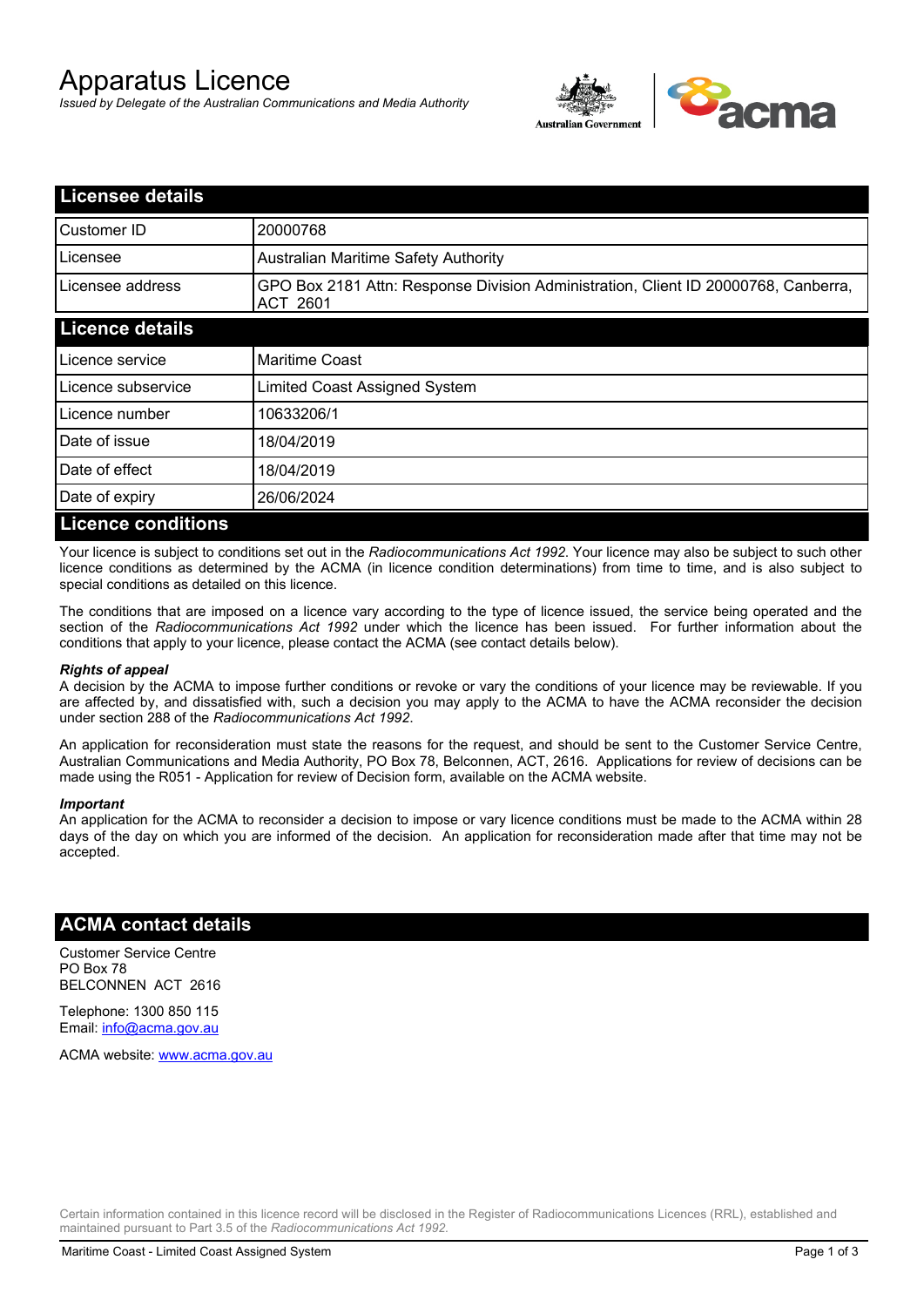# Apparatus Licence

*Issued by Delegate of the Australian Communications and Media Authority*

## Licensee details

| Customer ID | 20000768 |
|---|---|
| Licensee | Australian Maritime Safety Authority |
| Licensee address | GPO Box 2181 Attn: Response Division Administration, Client ID 20000768, Canberra, ACT 2601 |

## Licence details

| Licence service | Maritime Coast |
|---|---|
| Licence subservice | Limited Coast Assigned System |
| Licence number | 10633206/1 |
| Date of issue | 18/04/2019 |
| Date of effect | 18/04/2019 |
| Date of expiry | 26/06/2024 |

## Licence conditions

Your licence is subject to conditions set out in the *Radiocommunications Act 1992*. Your licence may also be subject to such other licence conditions as determined by the ACMA (in licence condition determinations) from time to time, and is also subject to special conditions as detailed on this licence.

The conditions that are imposed on a licence vary according to the type of licence issued, the service being operated and the section of the *Radiocommunications Act 1992* under which the licence has been issued. For further information about the conditions that apply to your licence, please contact the ACMA (see contact details below).

***Rights of appeal***

A decision by the ACMA to impose further conditions or revoke or vary the conditions of your licence may be reviewable. If you are affected by, and dissatisfied with, such a decision you may apply to the ACMA to have the ACMA reconsider the decision under section 288 of the *Radiocommunications Act 1992*.

An application for reconsideration must state the reasons for the request, and should be sent to the Customer Service Centre, Australian Communications and Media Authority, PO Box 78, Belconnen, ACT, 2616. Applications for review of decisions can be made using the R051 - Application for review of Decision form, available on the ACMA website.

***Important***

An application for the ACMA to reconsider a decision to impose or vary licence conditions must be made to the ACMA within 28 days of the day on which you are informed of the decision. An application for reconsideration made after that time may not be accepted.

## ACMA contact details

Customer Service Centre
PO Box 78
BELCONNEN ACT 2616

Telephone: 1300 850 115
Email: info@acma.gov.au

ACMA website: www.acma.gov.au

Certain information contained in this licence record will be disclosed in the Register of Radiocommunications Licences (RRL), established and maintained pursuant to Part 3.5 of the *Radiocommunications Act 1992.*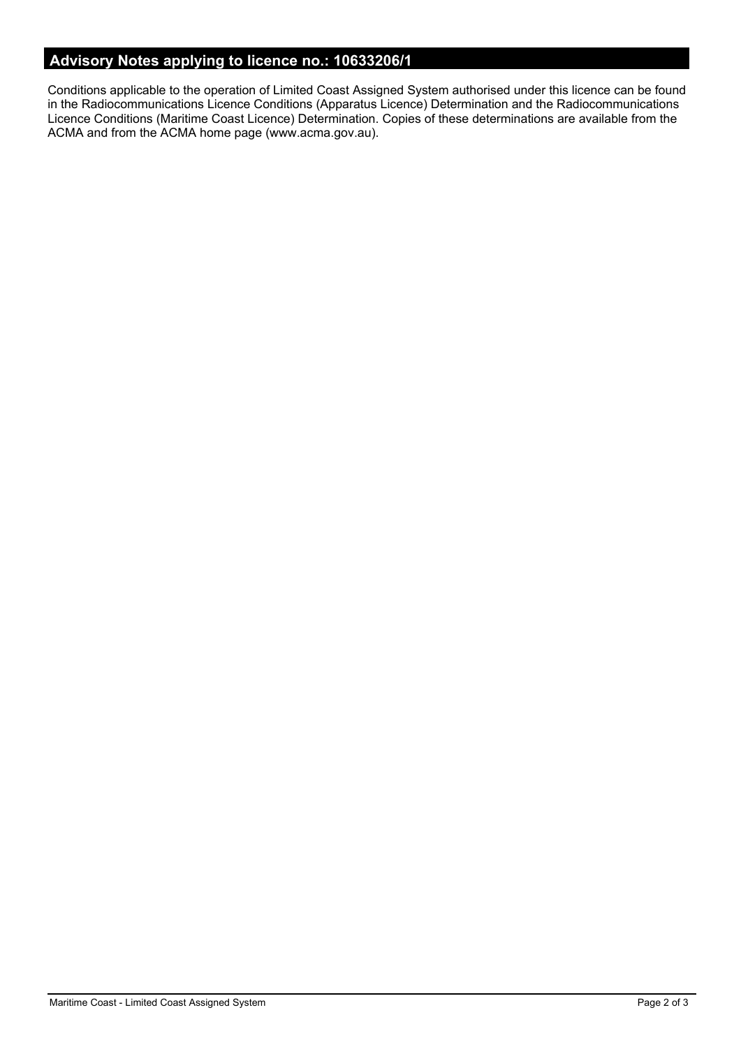## Advisory Notes applying to licence no.: 10633206/1

Conditions applicable to the operation of Limited Coast Assigned System authorised under this licence can be found in the Radiocommunications Licence Conditions (Apparatus Licence) Determination and the Radiocommunications Licence Conditions (Maritime Coast Licence) Determination. Copies of these determinations are available from the ACMA and from the ACMA home page (www.acma.gov.au).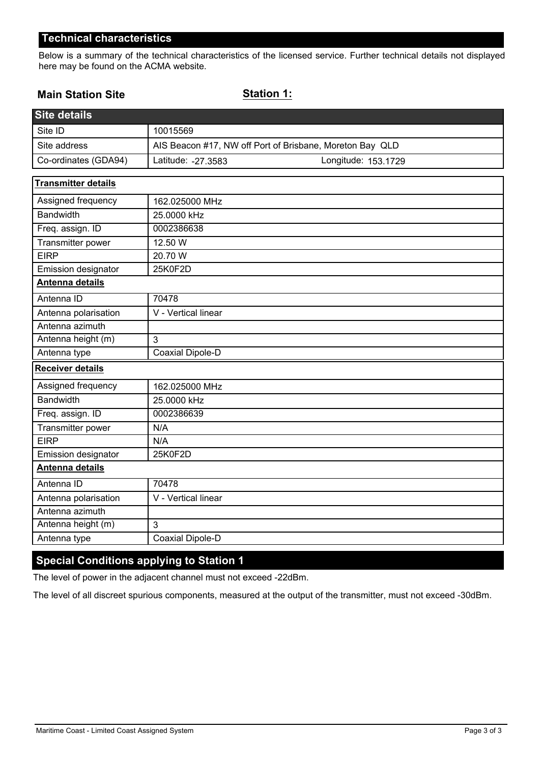## Technical characteristics

Below is a summary of the technical characteristics of the licensed service. Further technical details not displayed here may be found on the ACMA website.

**Main Station Site** **Station 1:**

| Site details | |
|---|---|
| Site ID | 10015569 |
| Site address | AIS Beacon #17, NW off Port of Brisbane, Moreton Bay QLD |
| Co-ordinates (GDA94) | Latitude: -27.3583 Longitude: 153.1729 |

| Transmitter details | |
|---|---|
| Assigned frequency | 162.025000 MHz |
| Bandwidth | 25.0000 kHz |
| Freq. assign. ID | 0002386638 |
| Transmitter power | 12.50 W |
| EIRP | 20.70 W |
| Emission designator | 25K0F2D |
| **Antenna details** | |
| Antenna ID | 70478 |
| Antenna polarisation | V - Vertical linear |
| Antenna azimuth | |
| Antenna height (m) | 3 |
| Antenna type | Coaxial Dipole-D |

| Receiver details | |
|---|---|
| Assigned frequency | 162.025000 MHz |
| Bandwidth | 25.0000 kHz |
| Freq. assign. ID | 0002386639 |
| Transmitter power | N/A |
| EIRP | N/A |
| Emission designator | 25K0F2D |
| **Antenna details** | |
| Antenna ID | 70478 |
| Antenna polarisation | V - Vertical linear |
| Antenna azimuth | |
| Antenna height (m) | 3 |
| Antenna type | Coaxial Dipole-D |

## Special Conditions applying to Station 1

The level of power in the adjacent channel must not exceed -22dBm.

The level of all discreet spurious components, measured at the output of the transmitter, must not exceed -30dBm.